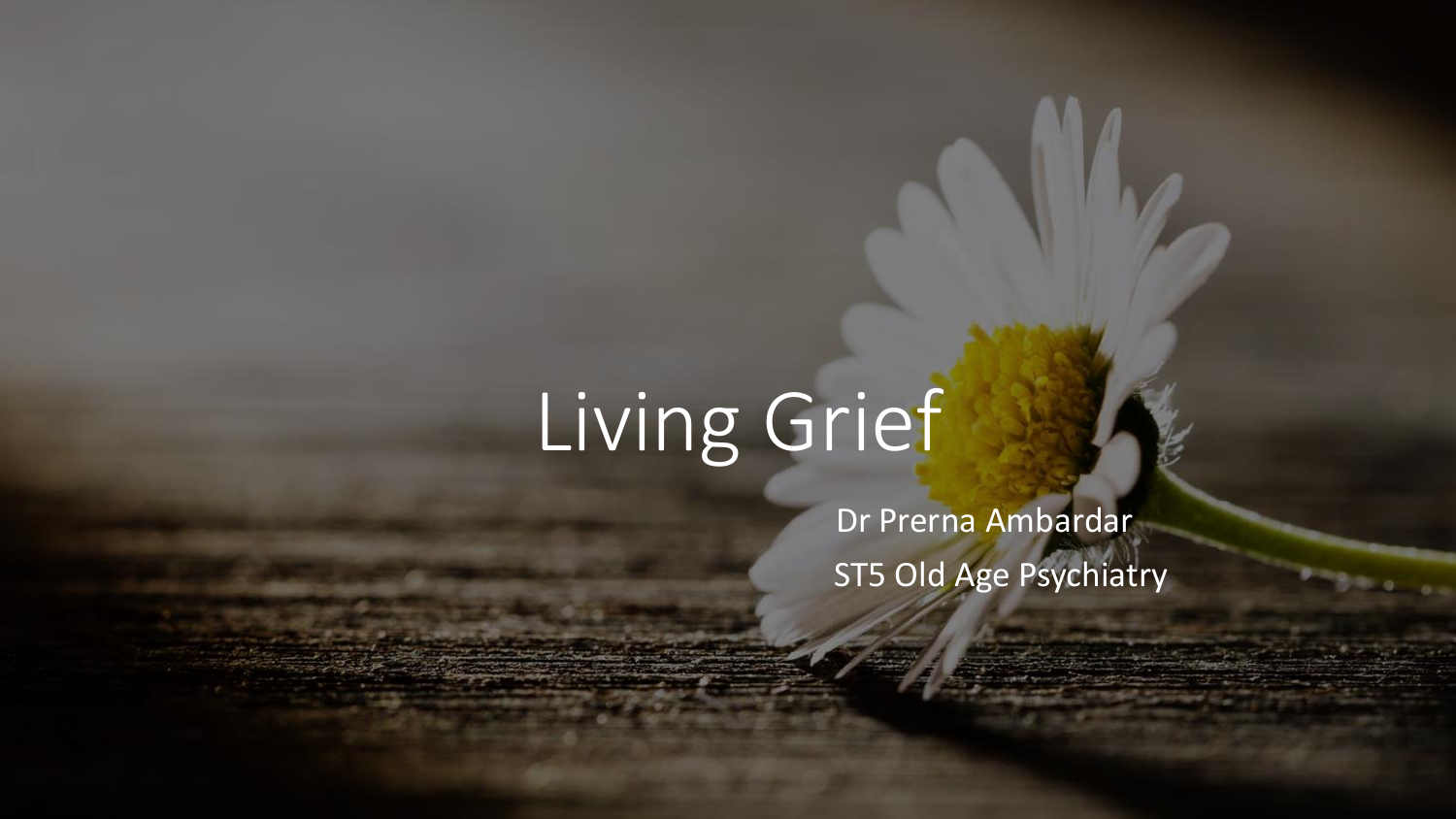# Living Grief

Dr Prerna Ambardar

ST5 Old Age Psychiatry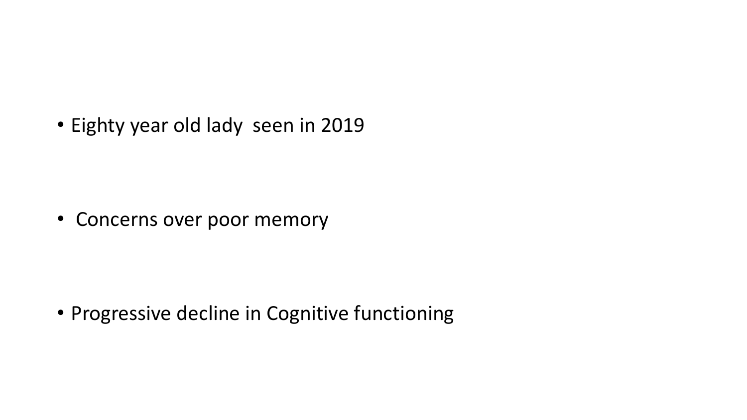- Eighty year old lady seen in 2019

- Concerns over poor memory

- Progressive decline in Cognitive functioning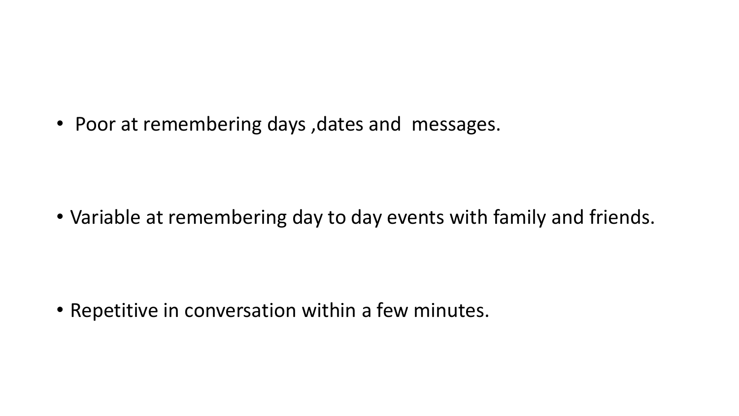- Poor at remembering days ,dates and messages.

- Variable at remembering day to day events with family and friends.

- Repetitive in conversation within a few minutes.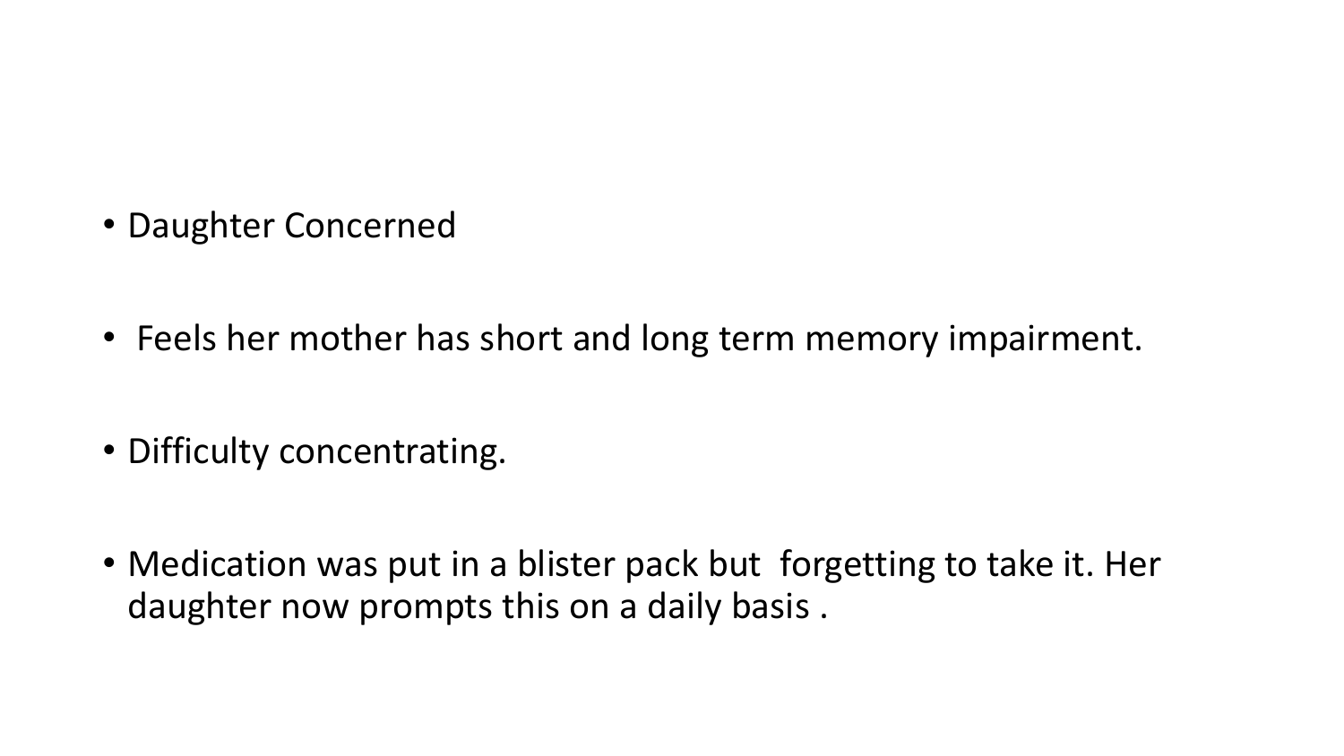- Daughter Concerned
- Feels her mother has short and long term memory impairment.
- Difficulty concentrating.
- Medication was put in a blister pack but forgetting to take it. Her daughter now prompts this on a daily basis .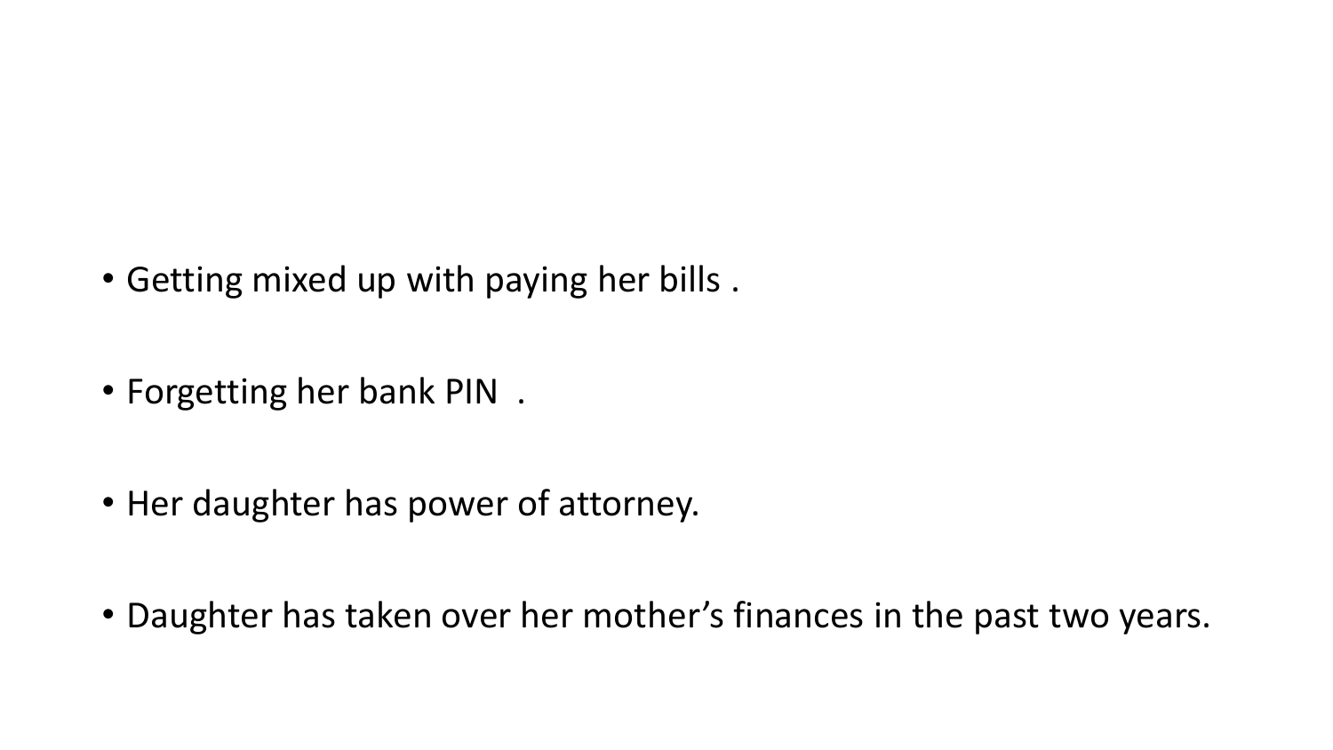- Getting mixed up with paying her bills .

- Forgetting her bank PIN  .

- Her daughter has power of attorney.

- Daughter has taken over her mother's finances in the past two years.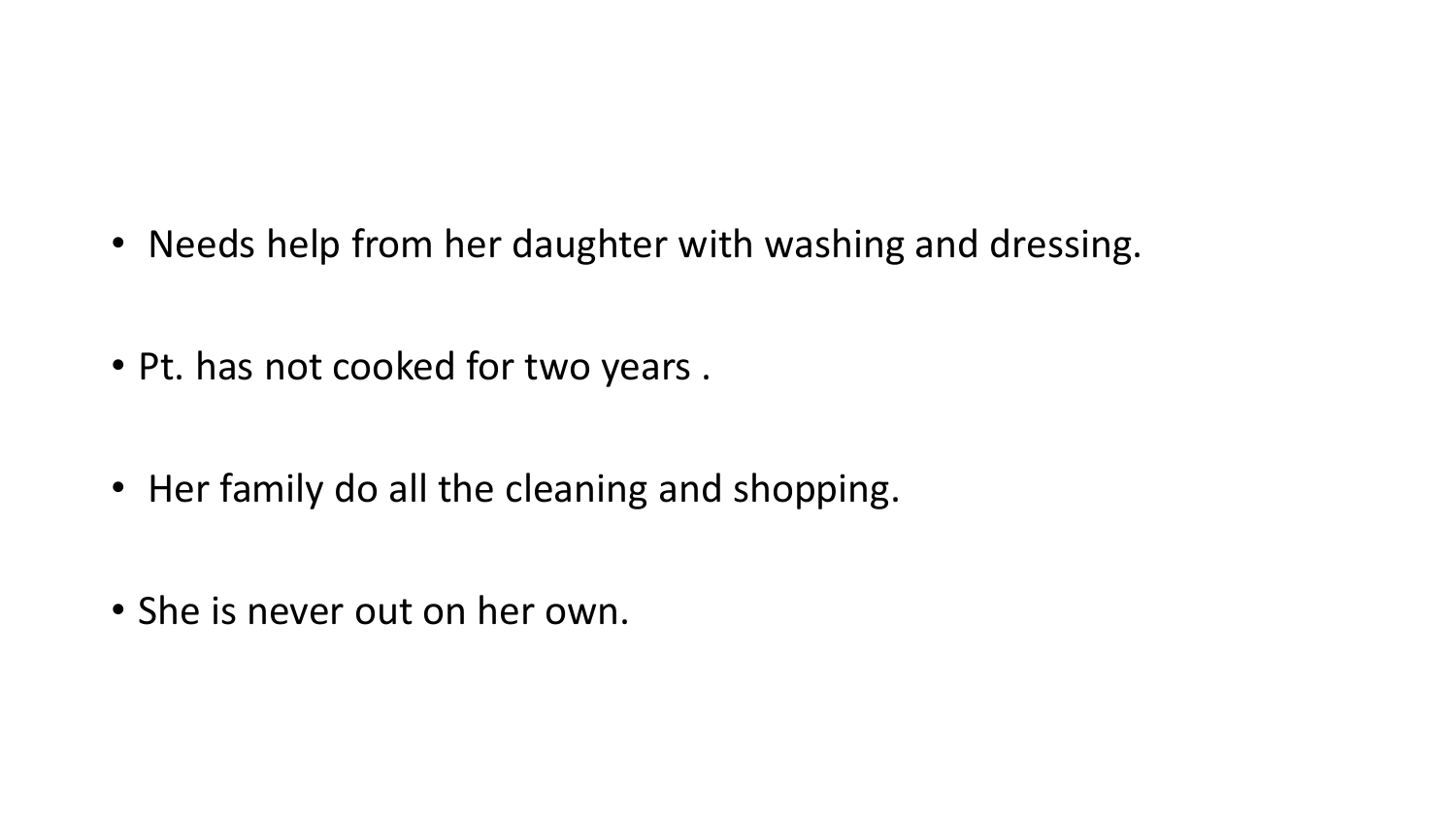- Needs help from her daughter with washing and dressing.
- Pt. has not cooked for two years .
- Her family do all the cleaning and shopping.
- She is never out on her own.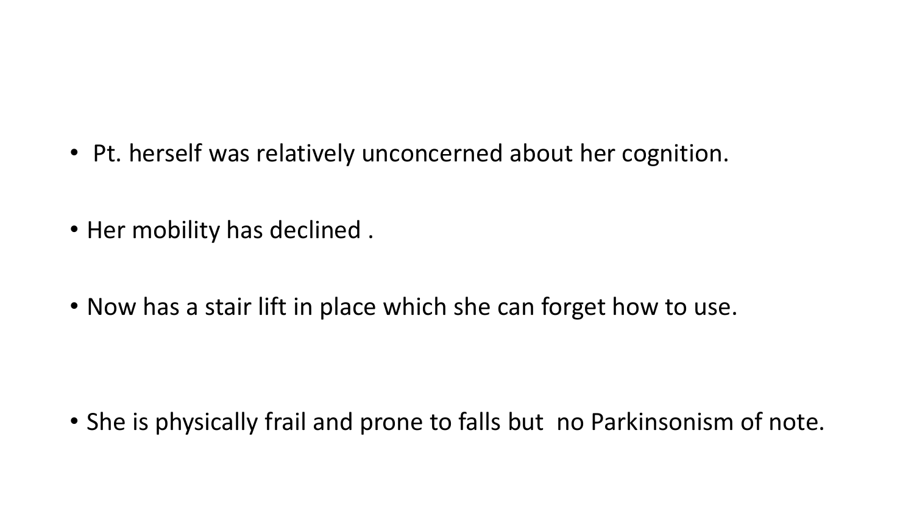- Pt. herself was relatively unconcerned about her cognition.
- Her mobility has declined .
- Now has a stair lift in place which she can forget how to use.
- She is physically frail and prone to falls but no Parkinsonism of note.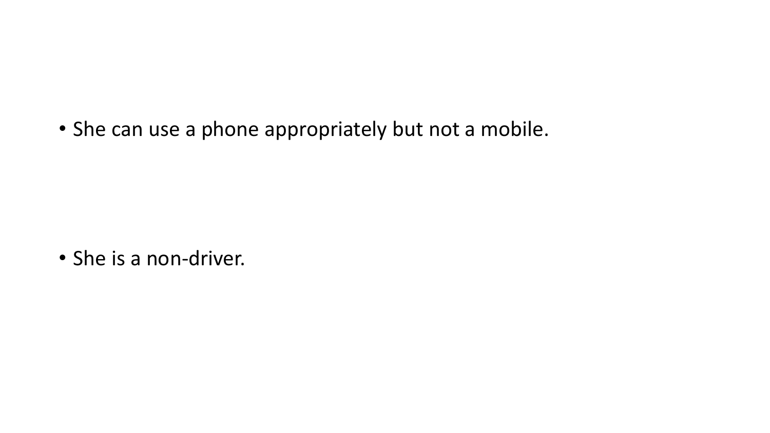- She can use a phone appropriately but not a mobile.

- She is a non-driver.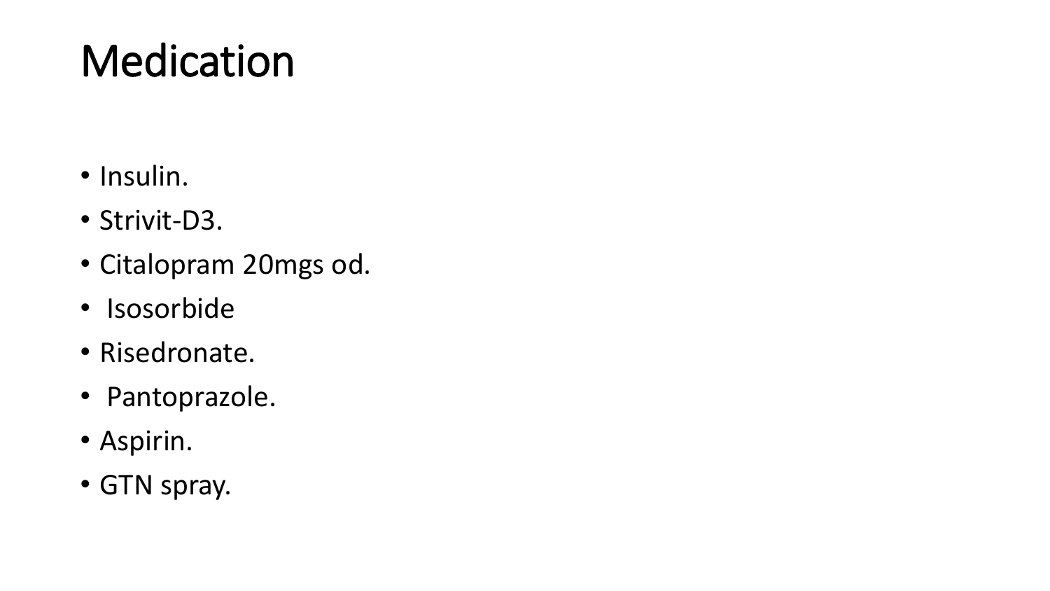# Medication

- Insulin.
- Strivit-D3.
- Citalopram 20mgs od.
- Isosorbide
- Risedronate.
- Pantoprazole.
- Aspirin.
- GTN spray.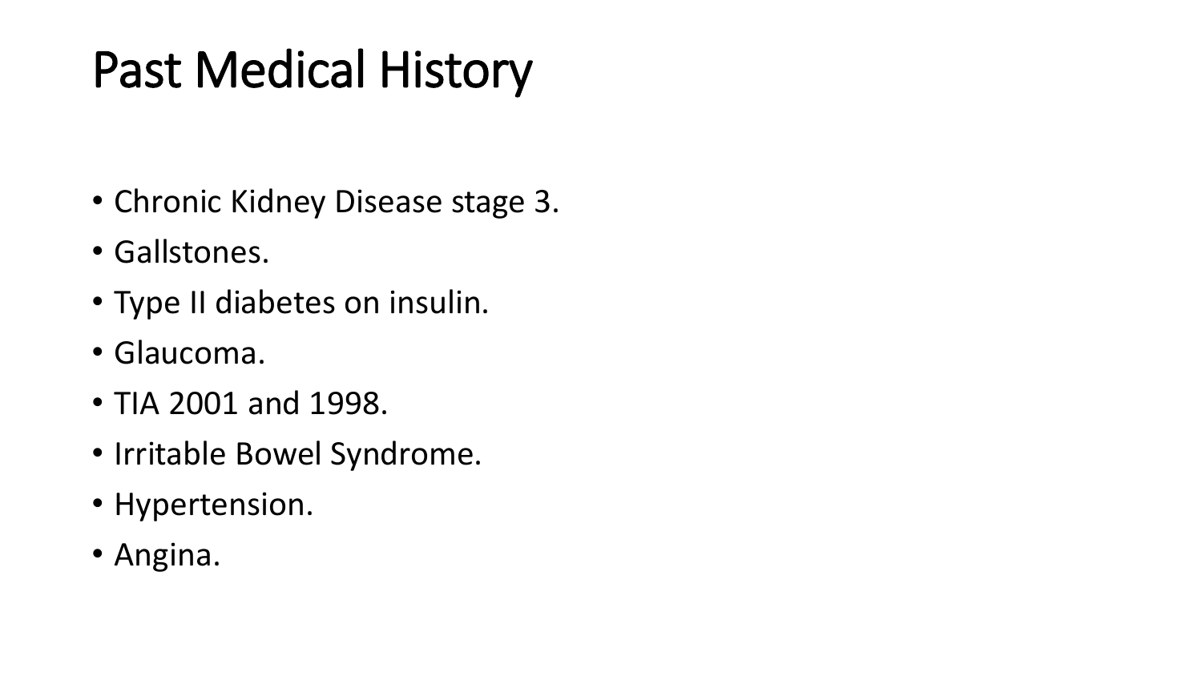# Past Medical History

- Chronic Kidney Disease stage 3.
- Gallstones.
- Type II diabetes on insulin.
- Glaucoma.
- TIA 2001 and 1998.
- Irritable Bowel Syndrome.
- Hypertension.
- Angina.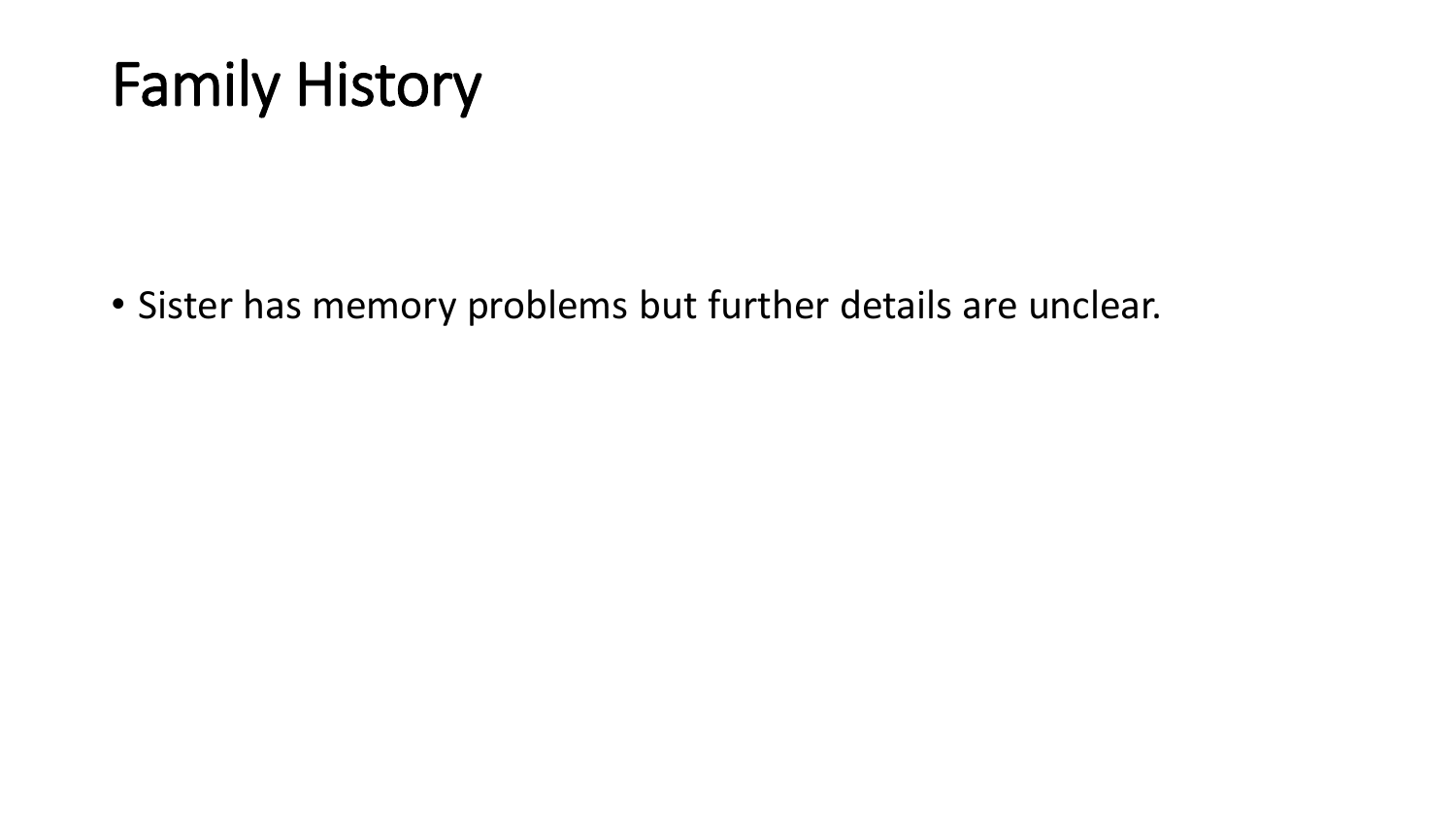# Family History

- Sister has memory problems but further details are unclear.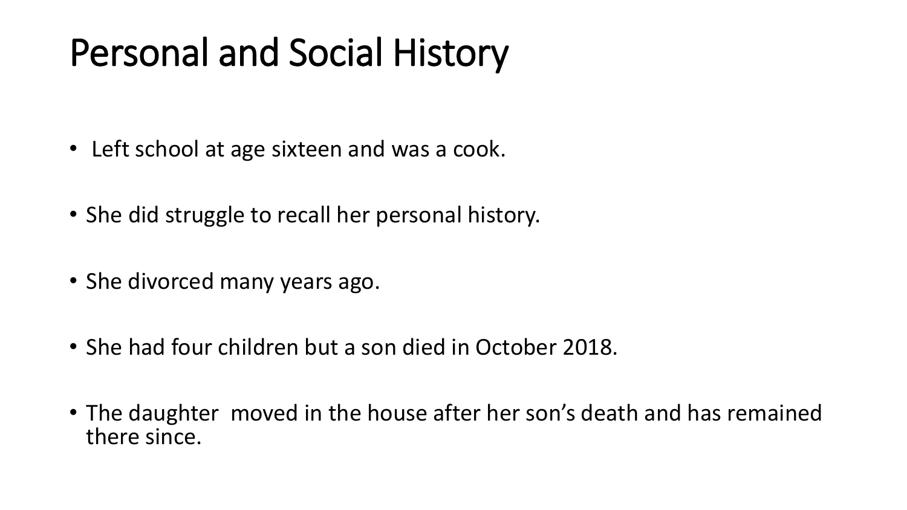# Personal and Social History

- Left school at age sixteen and was a cook.
- She did struggle to recall her personal history.
- She divorced many years ago.
- She had four children but a son died in October 2018.
- The daughter  moved in the house after her son's death and has remained there since.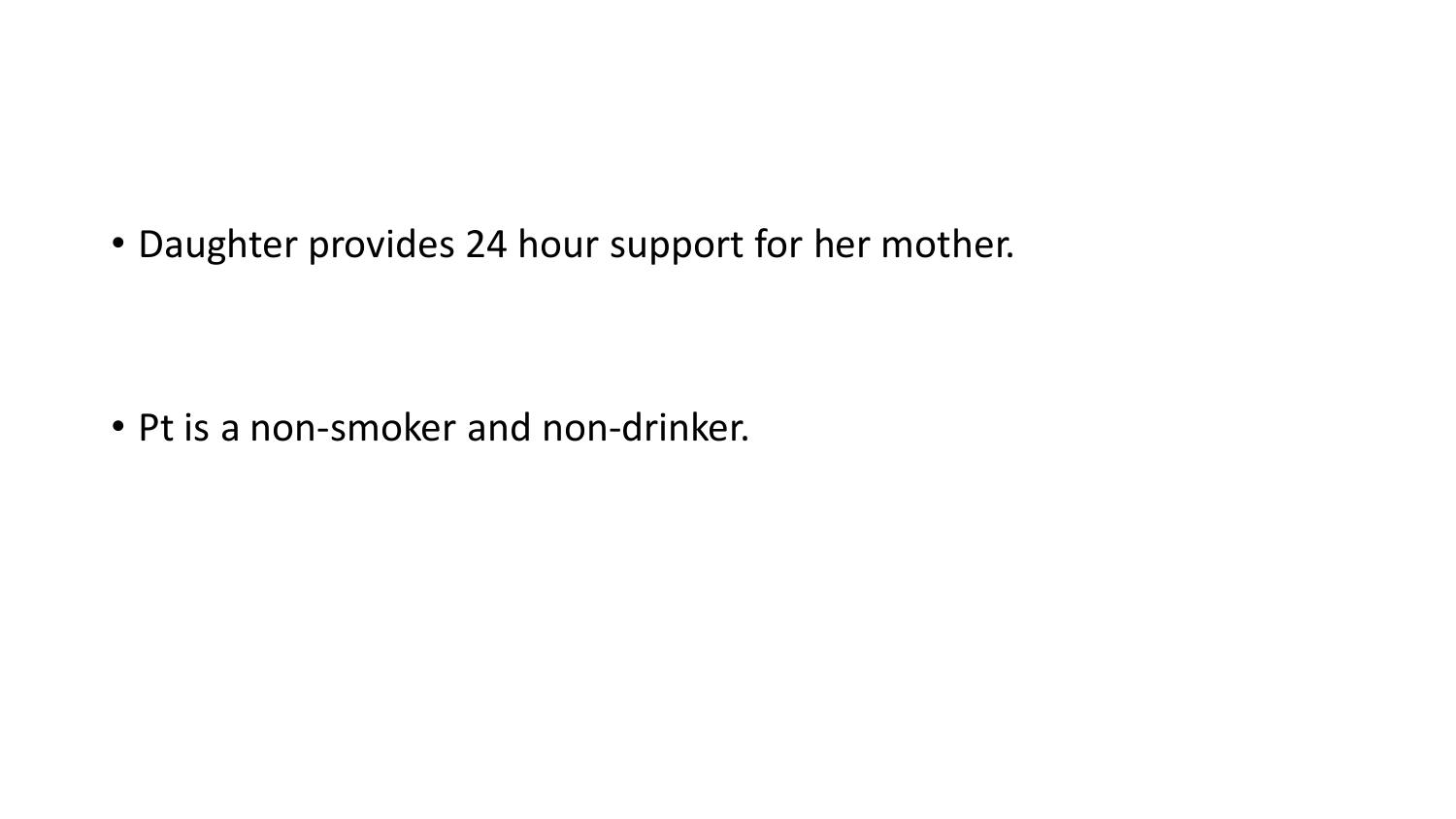- Daughter provides 24 hour support for her mother.

- Pt is a non-smoker and non-drinker.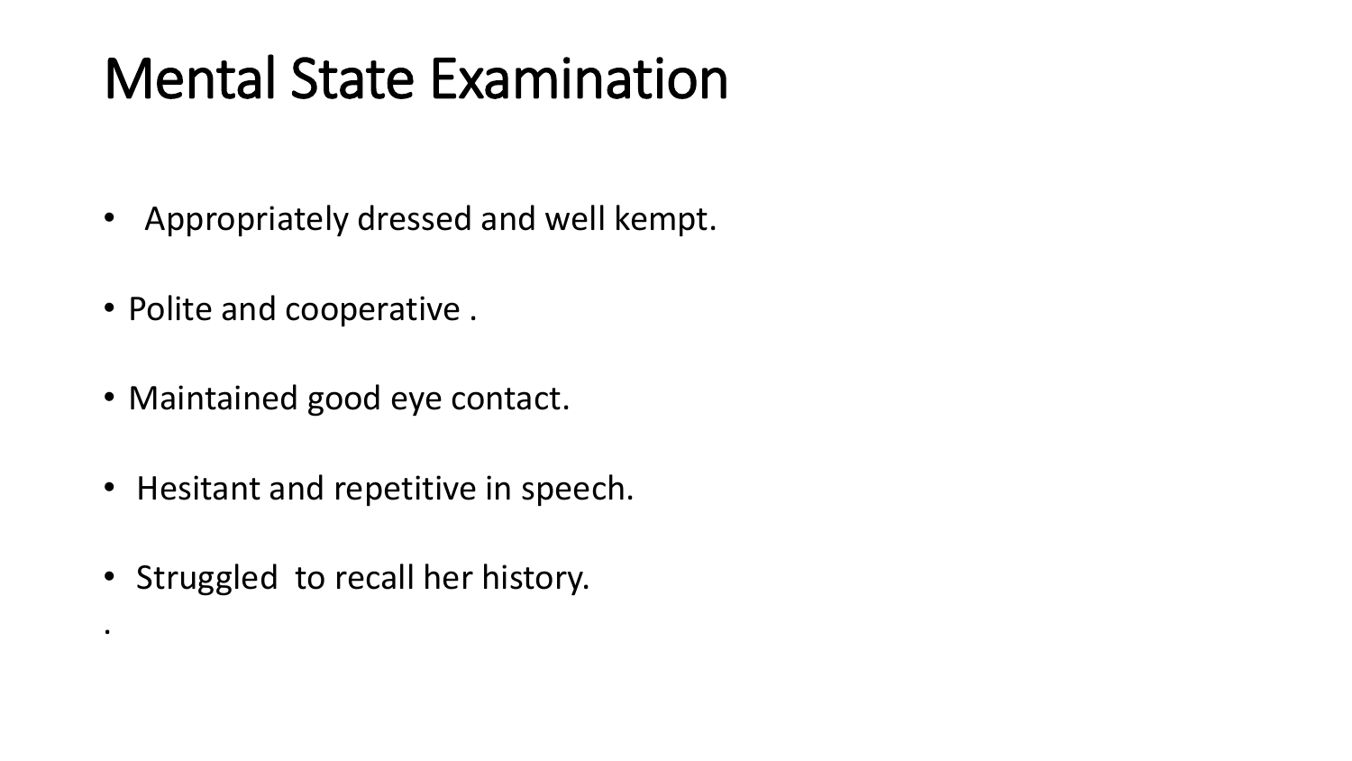# Mental State Examination

- Appropriately dressed and well kempt.
- Polite and cooperative .
- Maintained good eye contact.
- Hesitant and repetitive in speech.
- Struggled to recall her history.

.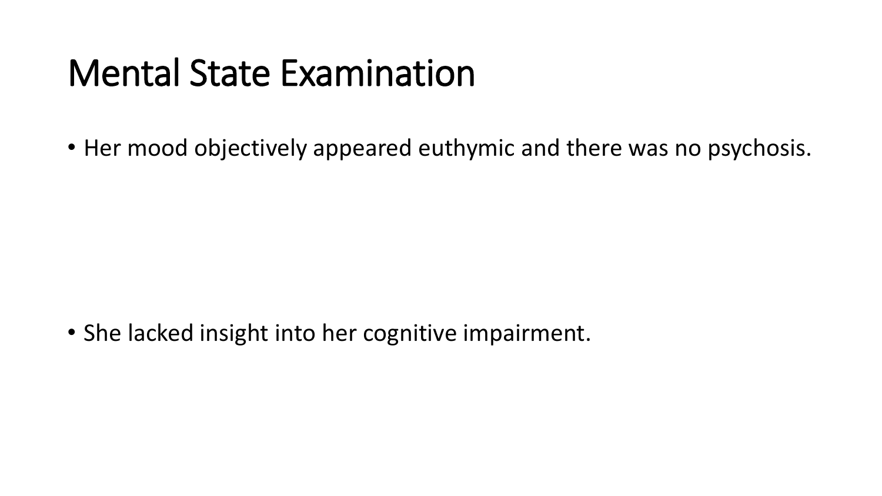# Mental State Examination

- Her mood objectively appeared euthymic and there was no psychosis.

- She lacked insight into her cognitive impairment.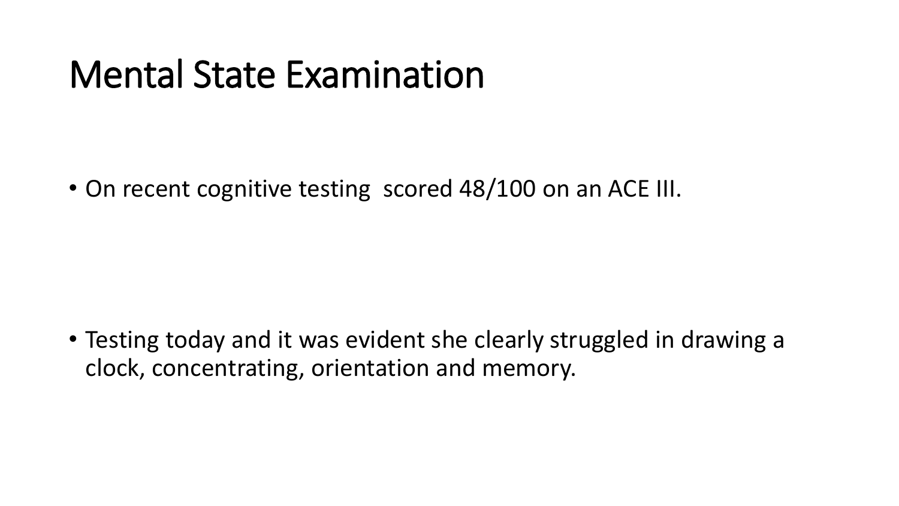# Mental State Examination

- On recent cognitive testing  scored 48/100 on an ACE III.

- Testing today and it was evident she clearly struggled in drawing a clock, concentrating, orientation and memory.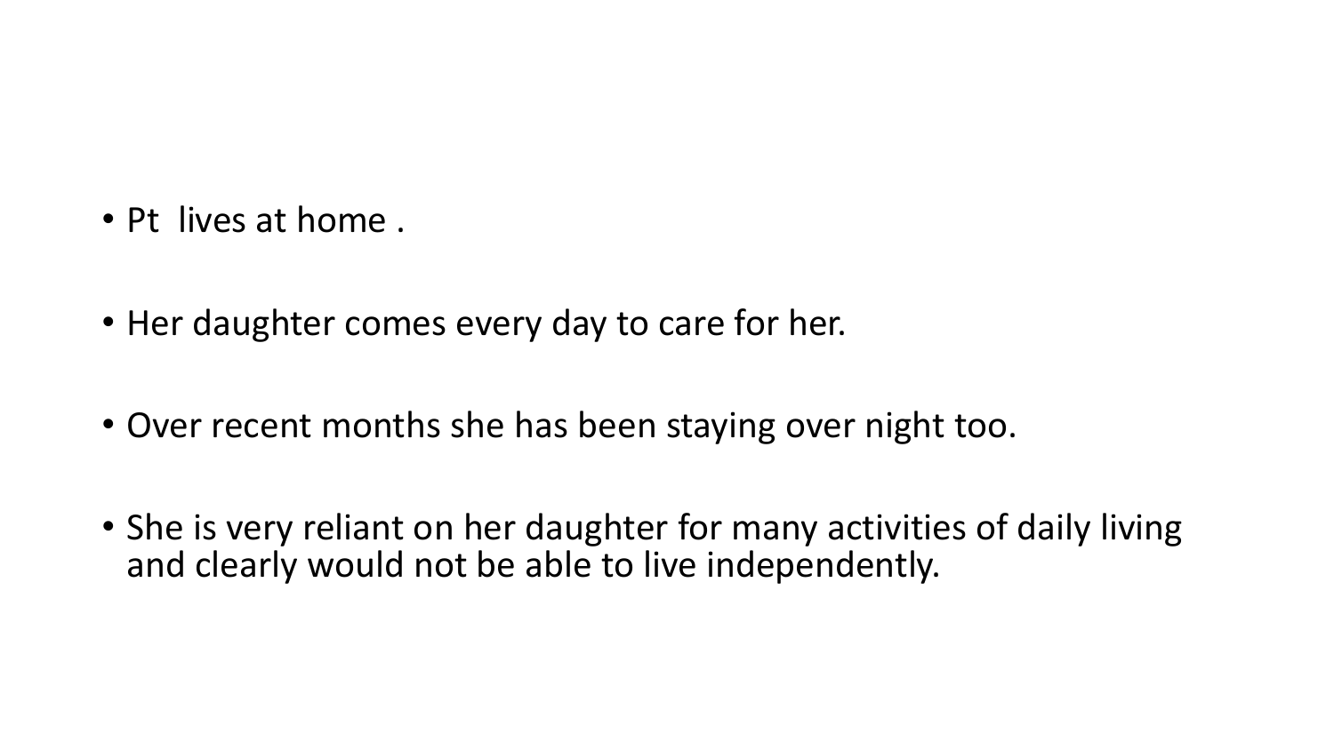- Pt  lives at home .
- Her daughter comes every day to care for her.
- Over recent months she has been staying over night too.
- She is very reliant on her daughter for many activities of daily living and clearly would not be able to live independently.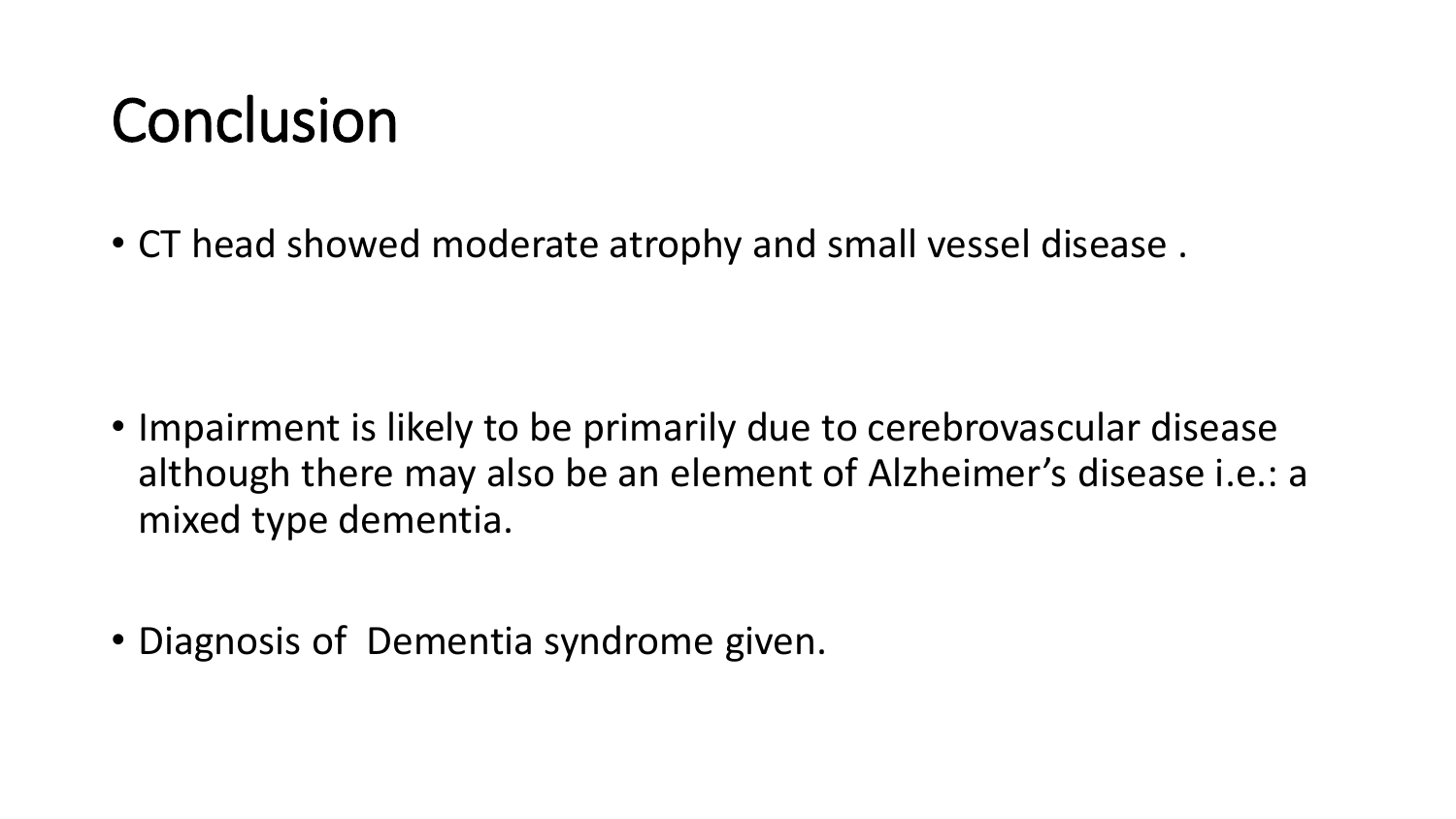# Conclusion

- CT head showed moderate atrophy and small vessel disease .

- Impairment is likely to be primarily due to cerebrovascular disease although there may also be an element of Alzheimer's disease i.e.: a mixed type dementia.

- Diagnosis of Dementia syndrome given.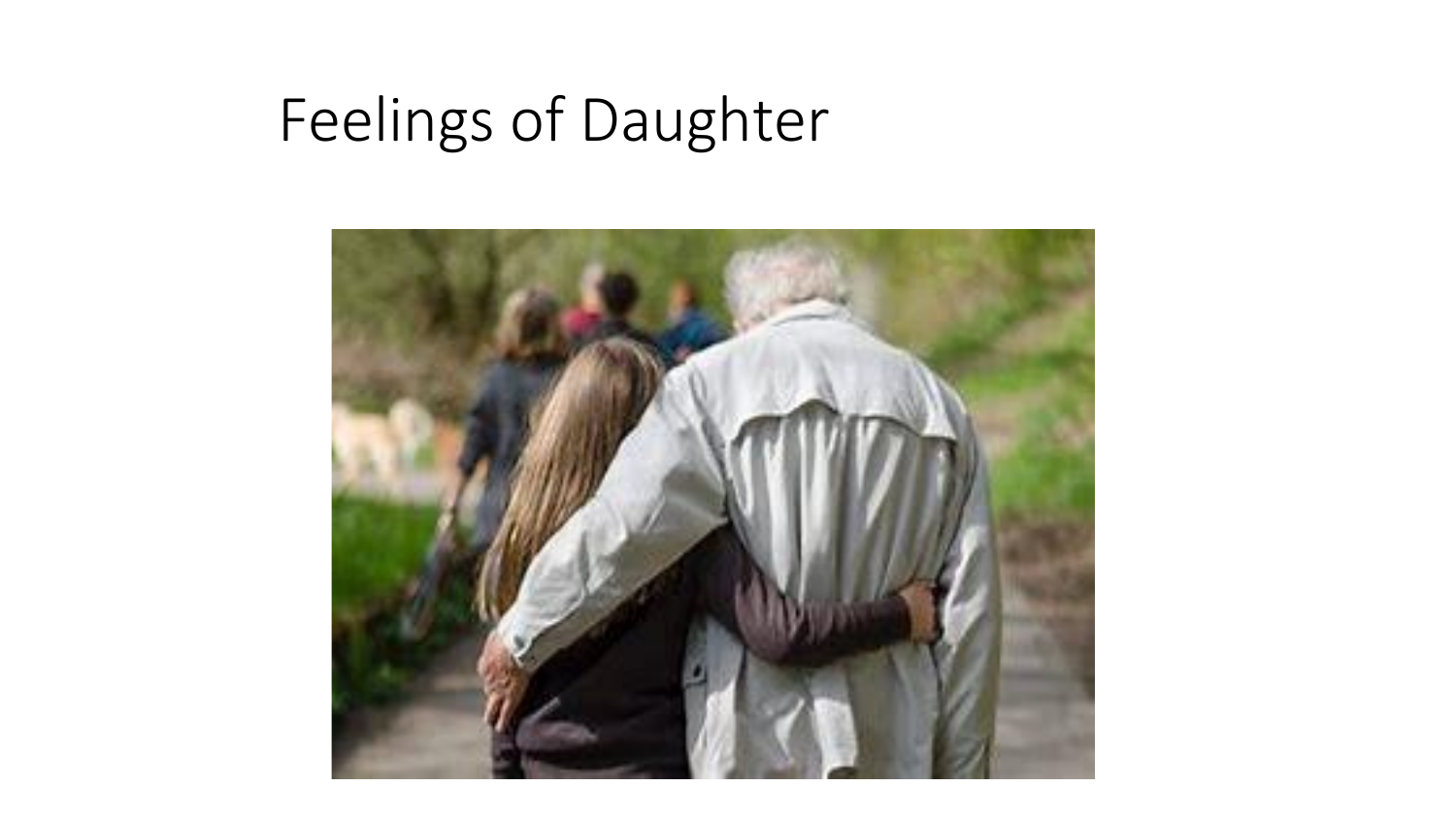# Feelings of Daughter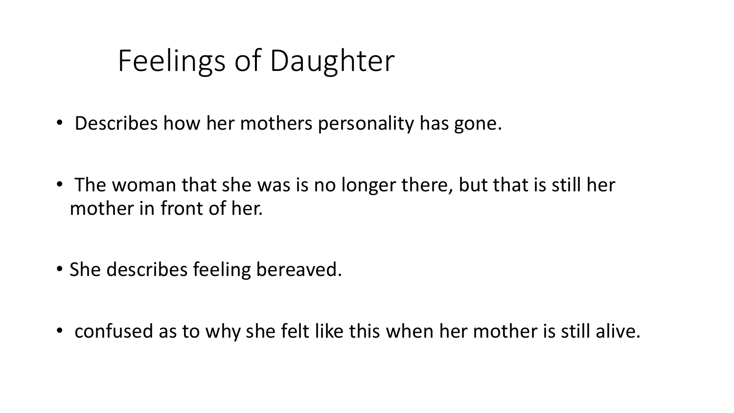# Feelings of Daughter

- Describes how her mothers personality has gone.
- The woman that she was is no longer there, but that is still her mother in front of her.
- She describes feeling bereaved.
- confused as to why she felt like this when her mother is still alive.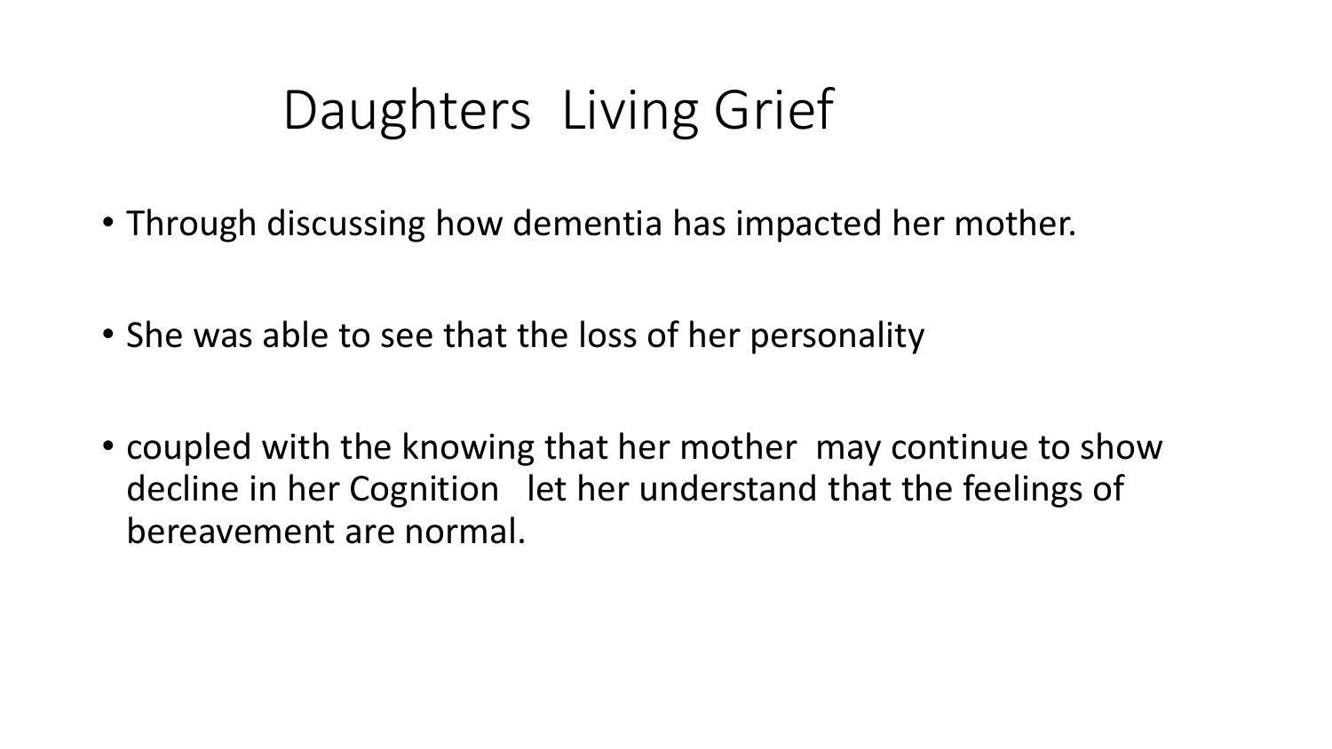# Daughters  Living Grief

- Through discussing how dementia has impacted her mother.
- She was able to see that the loss of her personality
- coupled with the knowing that her mother  may continue to show decline in her Cognition   let her understand that the feelings of bereavement are normal.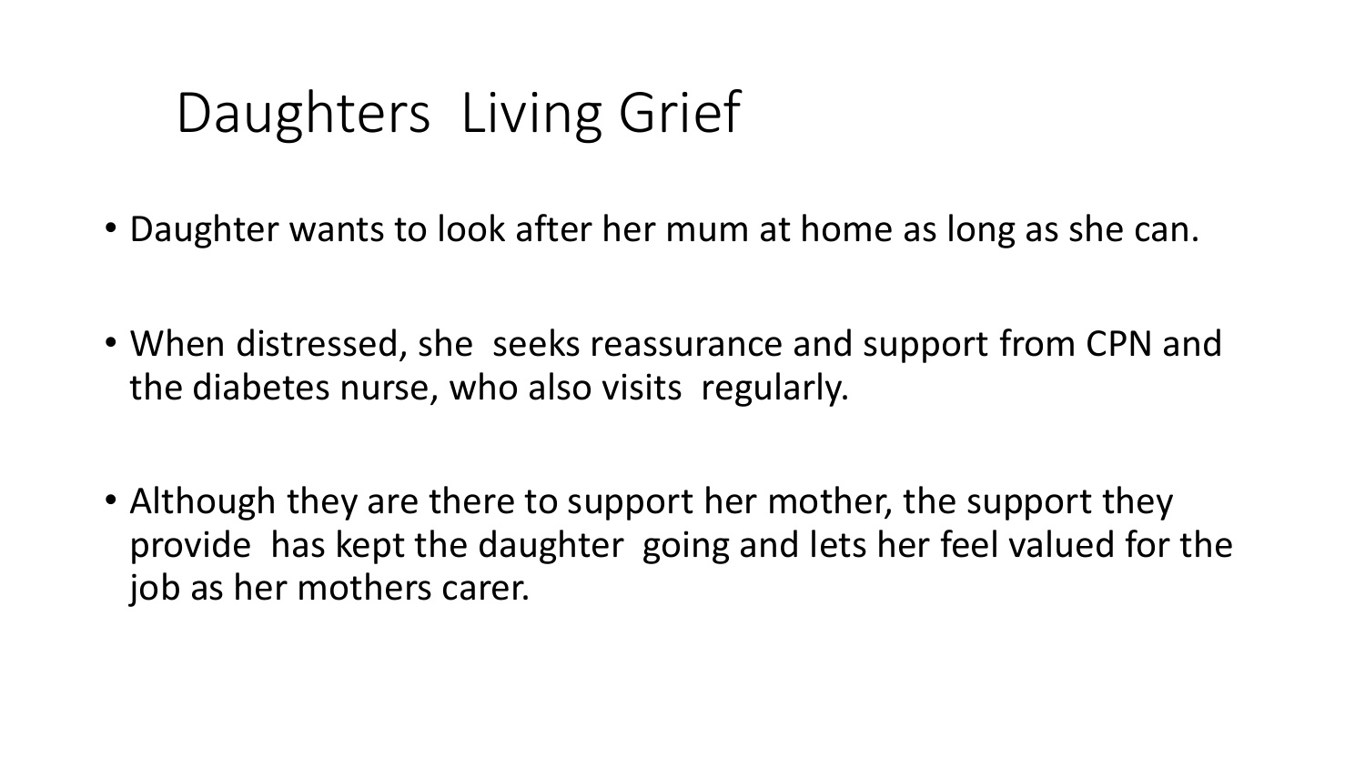# Daughters Living Grief

- Daughter wants to look after her mum at home as long as she can.
- When distressed, she seeks reassurance and support from CPN and the diabetes nurse, who also visits regularly.
- Although they are there to support her mother, the support they provide has kept the daughter going and lets her feel valued for the job as her mothers carer.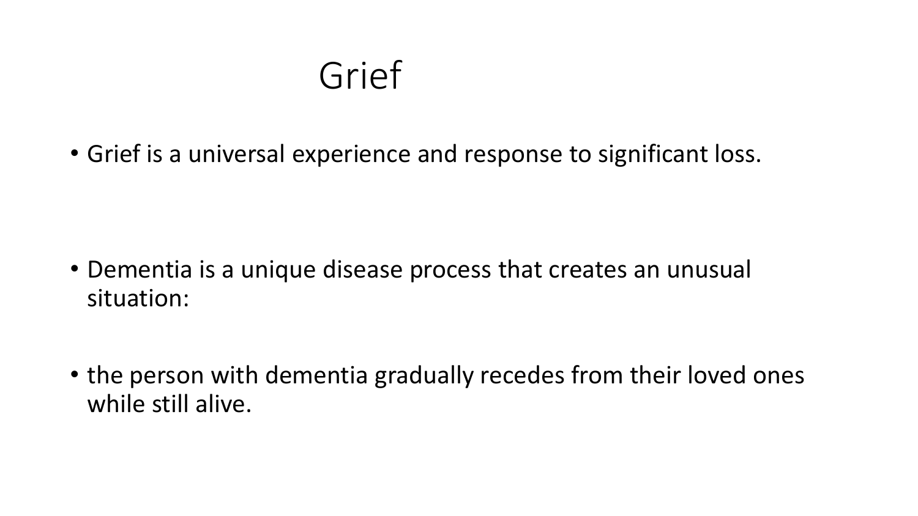# Grief

- Grief is a universal experience and response to significant loss.

- Dementia is a unique disease process that creates an unusual situation:

- the person with dementia gradually recedes from their loved ones while still alive.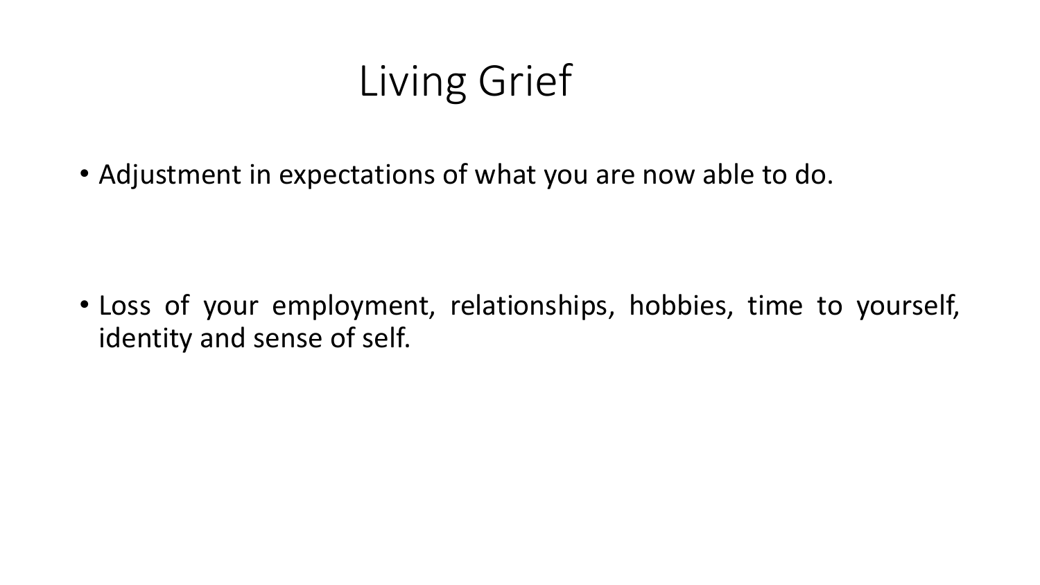# Living Grief

- Adjustment in expectations of what you are now able to do.

- Loss of your employment, relationships, hobbies, time to yourself, identity and sense of self.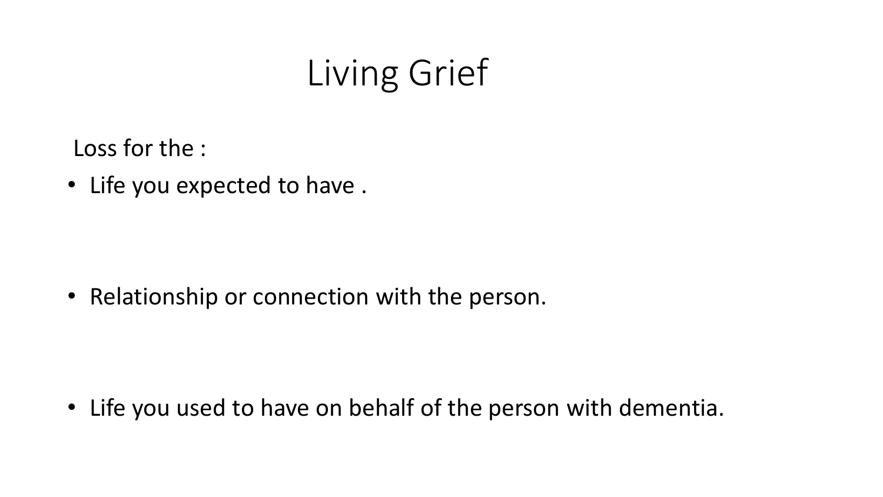# Living Grief

Loss for the :

- Life you expected to have .
- Relationship or connection with the person.
- Life you used to have on behalf of the person with dementia.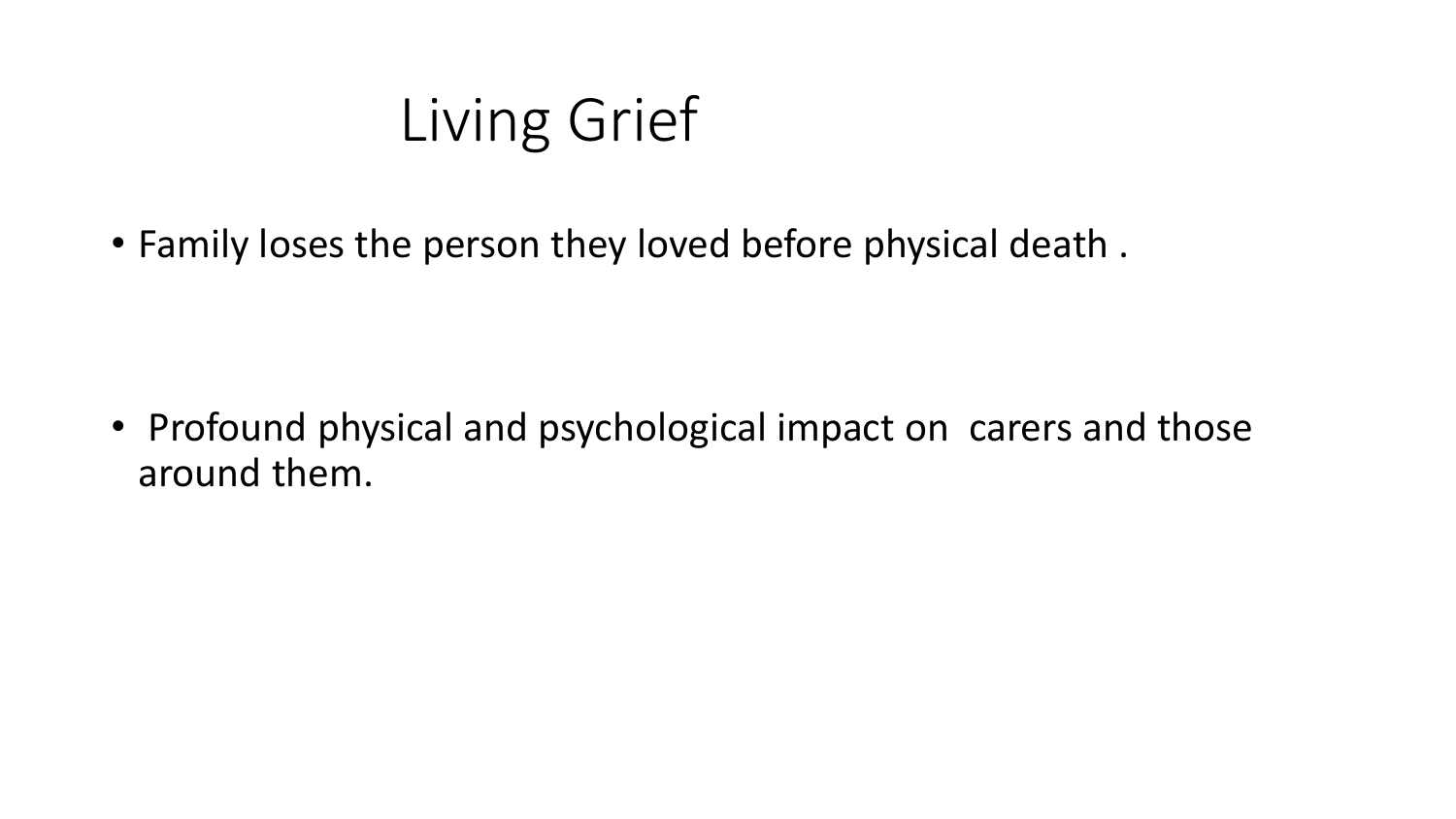# Living Grief

- Family loses the person they loved before physical death .

- Profound physical and psychological impact on carers and those around them.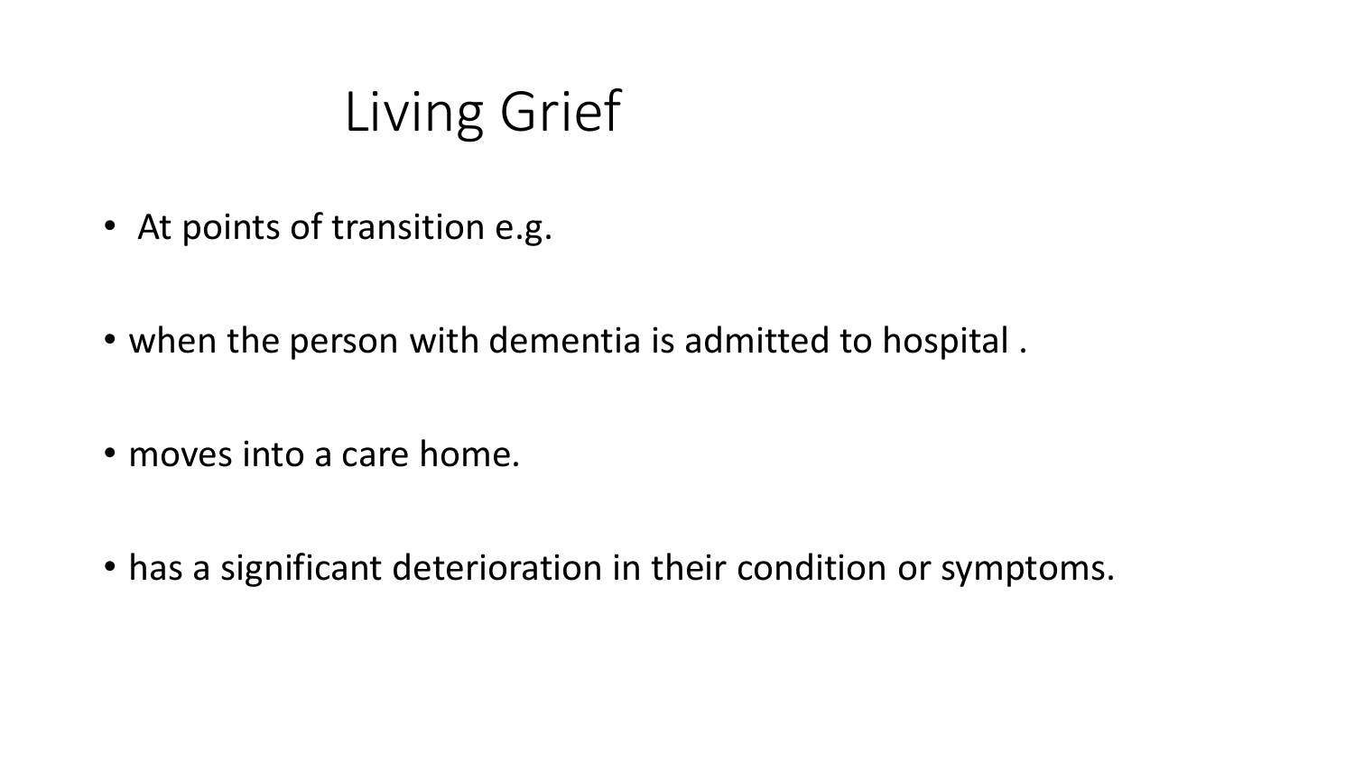# Living Grief

- At points of transition e.g.

- when the person with dementia is admitted to hospital .

- moves into a care home.

- has a significant deterioration in their condition or symptoms.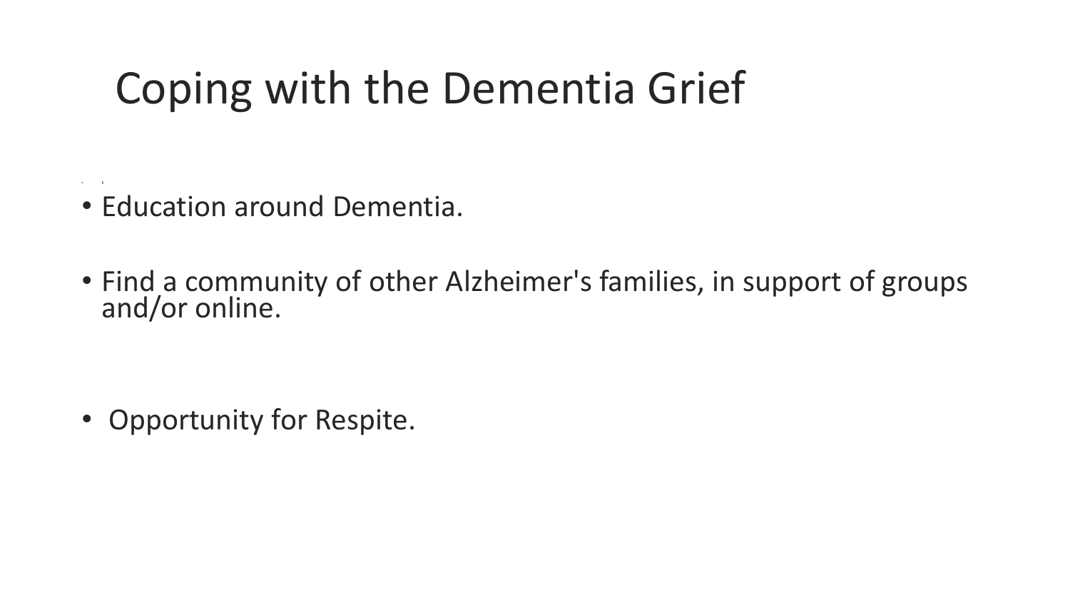# Coping with the Dementia Grief

- Education around Dementia.
- Find a community of other Alzheimer's families, in support of groups and/or online.
- Opportunity for Respite.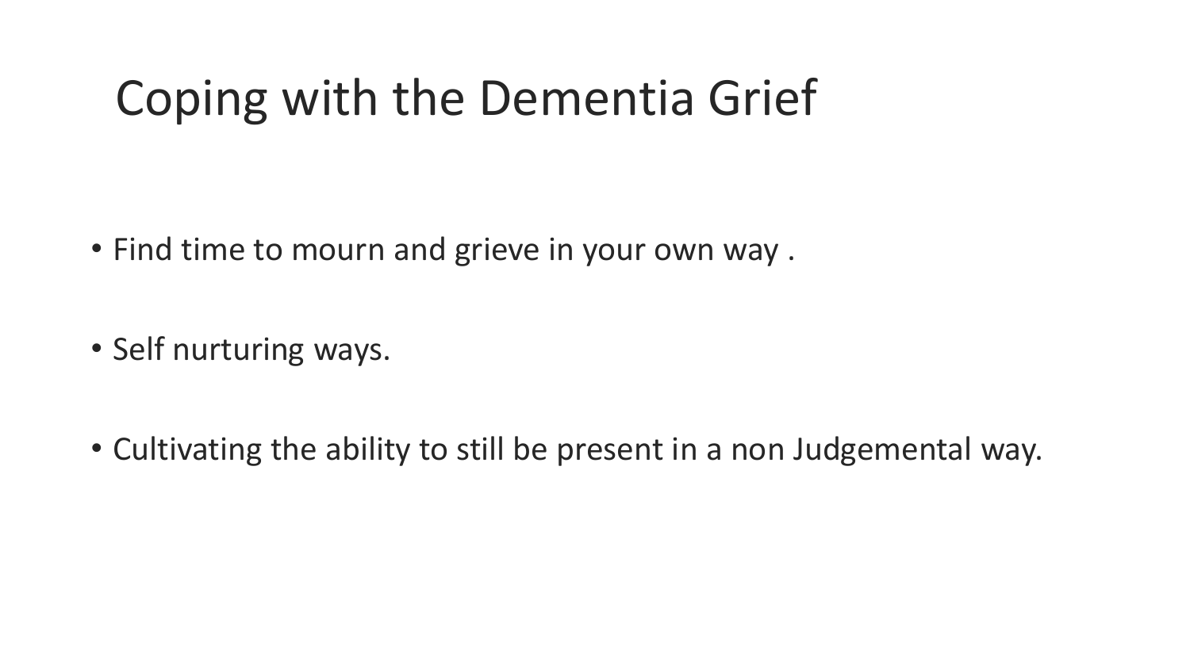# Coping with the Dementia Grief

- Find time to mourn and grieve in your own way .
- Self nurturing ways.
- Cultivating the ability to still be present in a non Judgemental way.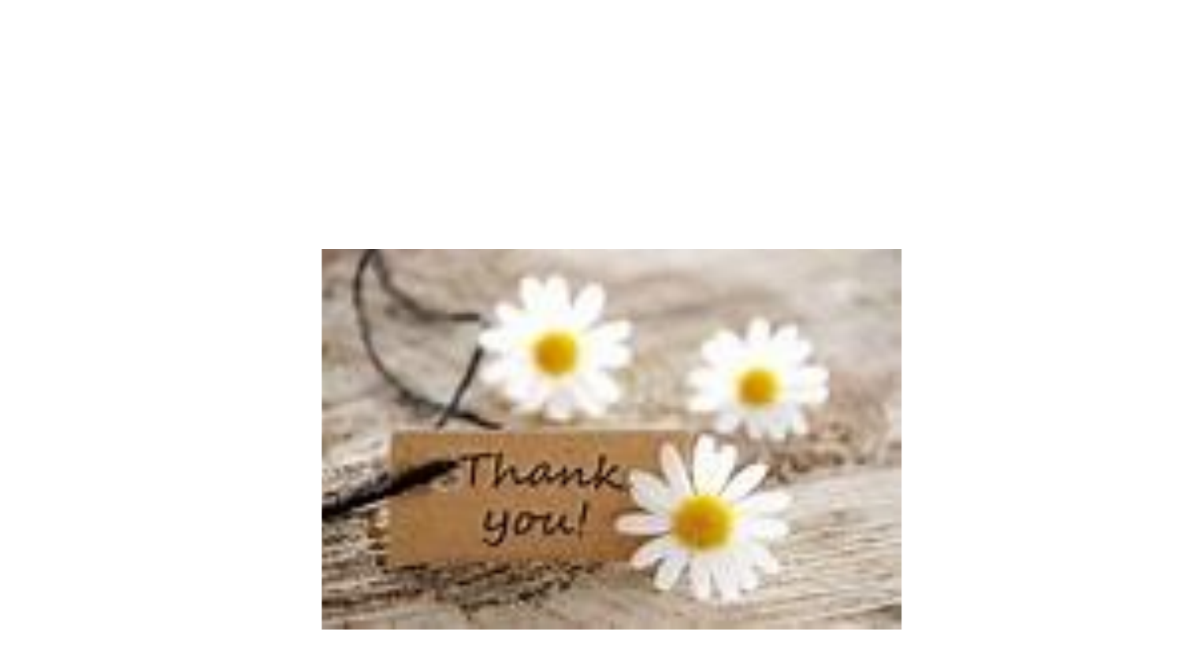Thank you!